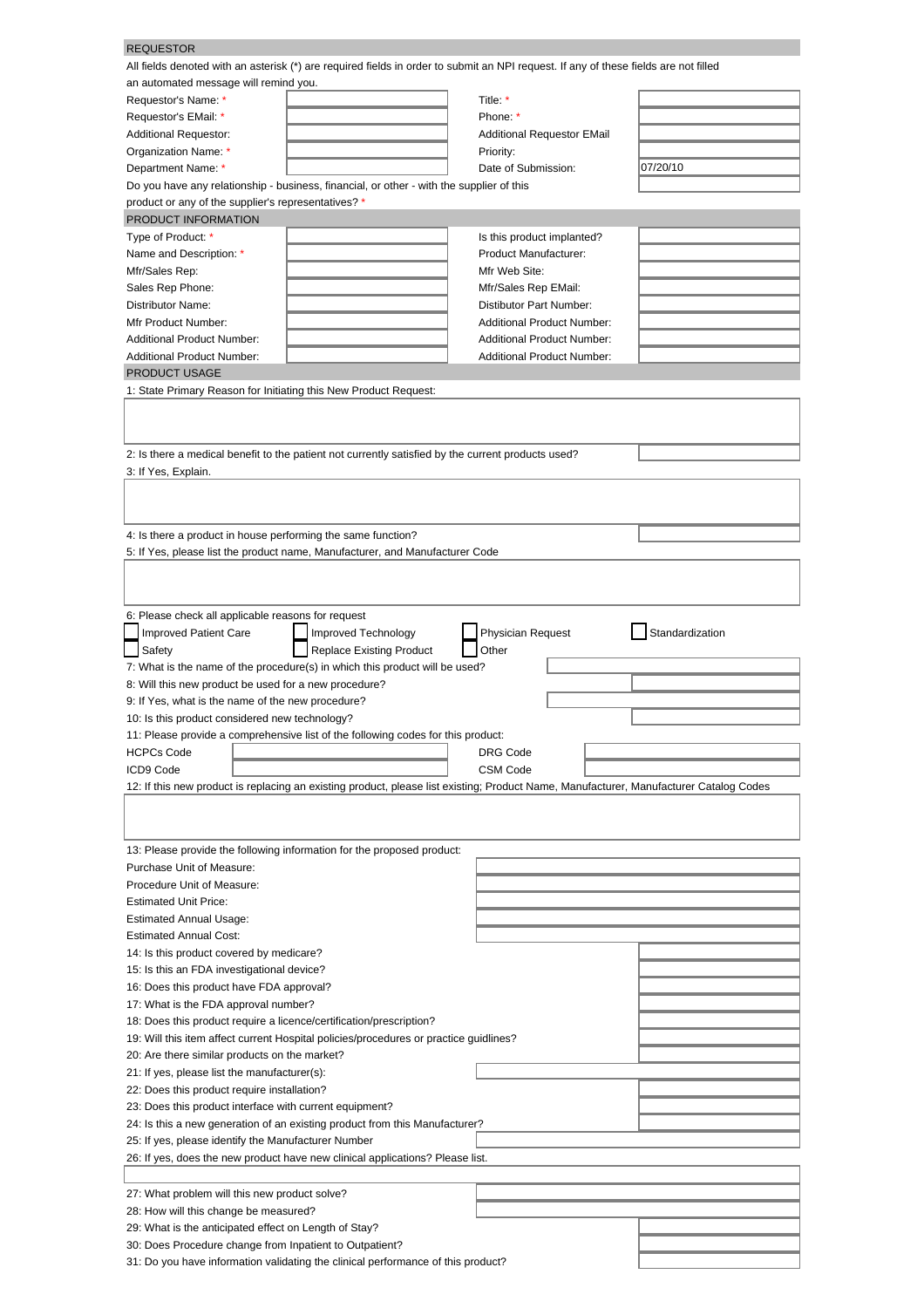## REQUESTOR

All fields denoted with an asterisk (*) are required fields in order to submit an NPI request. If any of these fields are not filled an automated message will remind you.

| | | | |
|---|---|---|---|
| Requestor's Name: * | | Title: * | |
| Requestor's EMail: * | | Phone: * | |
| Additional Requestor: | | Additional Requestor EMail | |
| Organization Name: * | | Priority: | |
| Department Name: * | | Date of Submission: | 07/20/10 |

Do you have any relationship - business, financial, or other - with the supplier of this product or any of the supplier's representatives? *

## PRODUCT INFORMATION

| | | | |
|---|---|---|---|
| Type of Product: * | | Is this product implanted? | |
| Name and Description: * | | Product Manufacturer: | |
| Mfr/Sales Rep: | | Mfr Web Site: | |
| Sales Rep Phone: | | Mfr/Sales Rep EMail: | |
| Distributor Name: | | Distibutor Part Number: | |
| Mfr Product Number: | | Additional Product Number: | |
| Additional Product Number: | | Additional Product Number: | |
| Additional Product Number: | | Additional Product Number: | |

## PRODUCT USAGE

1: State Primary Reason for Initiating this New Product Request:

2: Is there a medical benefit to the patient not currently satisfied by the current products used?

3: If Yes, Explain.

4: Is there a product in house performing the same function?

5: If Yes, please list the product name, Manufacturer, and Manufacturer Code

6: Please check all applicable reasons for request

- [ ] Improved Patient Care
- [ ] Improved Technology
- [ ] Physician Request
- [ ] Standardization
- [ ] Safety
- [ ] Replace Existing Product
- [ ] Other

7: What is the name of the procedure(s) in which this product will be used?

8: Will this new product be used for a new procedure?

9: If Yes, what is the name of the new procedure?

10: Is this product considered new technology?

11: Please provide a comprehensive list of the following codes for this product:

| | | | |
|---|---|---|---|
| HCPCs Code | | DRG Code | |
| ICD9 Code | | CSM Code | |

12: If this new product is replacing an existing product, please list existing; Product Name, Manufacturer, Manufacturer Catalog Codes

13: Please provide the following information for the proposed product:

| | |
|---|---|
| Purchase Unit of Measure: | |
| Procedure Unit of Measure: | |
| Estimated Unit Price: | |
| Estimated Annual Usage: | |
| Estimated Annual Cost: | |

14: Is this product covered by medicare?

15: Is this an FDA investigational device?

16: Does this product have FDA approval?

17: What is the FDA approval number?

18: Does this product require a licence/certification/prescription?

19: Will this item affect current Hospital policies/procedures or practice guidlines?

20: Are there similar products on the market?

21: If yes, please list the manufacturer(s):

22: Does this product require installation?

23: Does this product interface with current equipment?

24: Is this a new generation of an existing product from this Manufacturer?

25: If yes, please identify the Manufacturer Number

26: If yes, does the new product have new clinical applications? Please list.

27: What problem will this new product solve?

28: How will this change be measured?

29: What is the anticipated effect on Length of Stay?

30: Does Procedure change from Inpatient to Outpatient?

31: Do you have information validating the clinical performance of this product?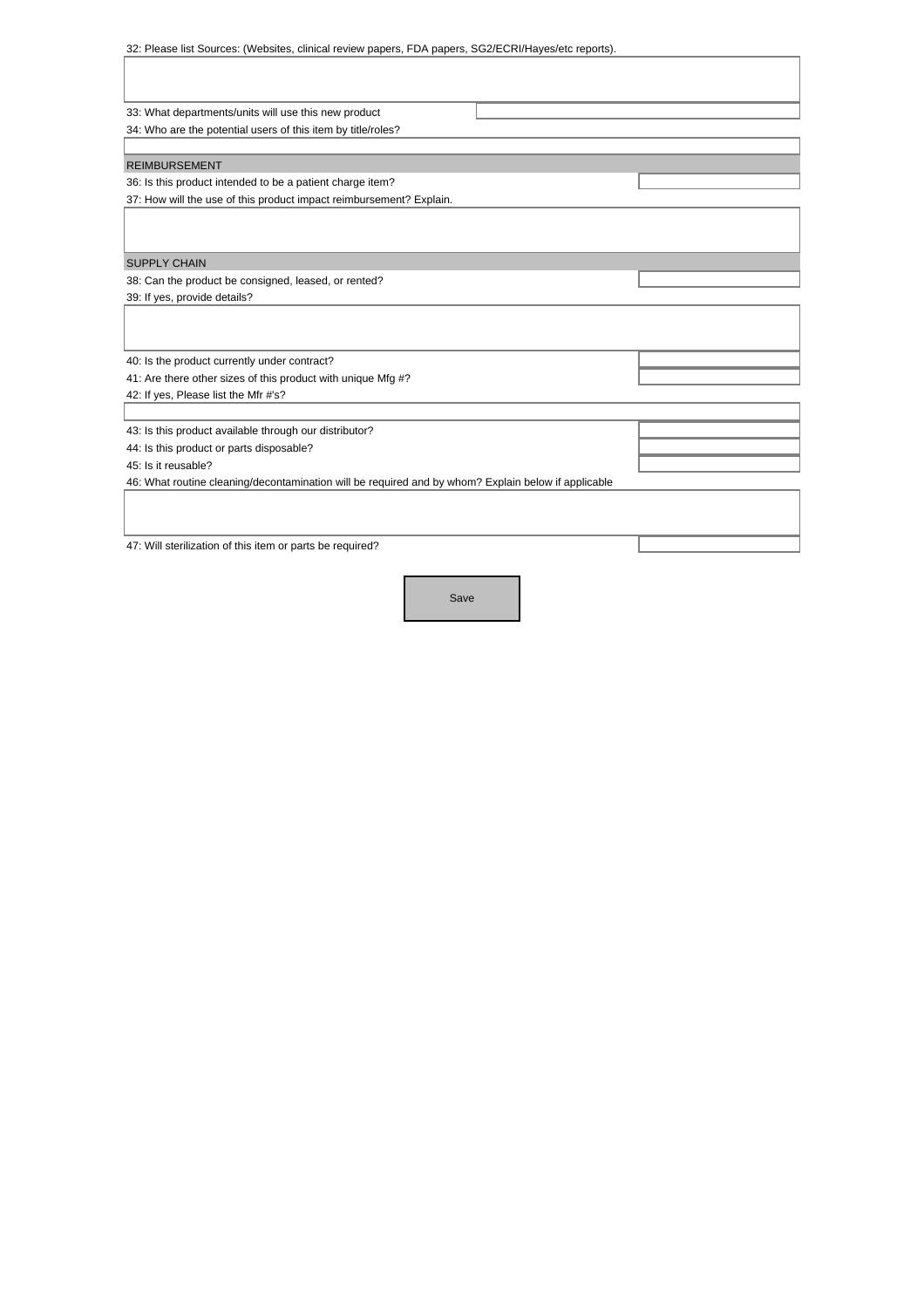32: Please list Sources: (Websites, clinical review papers, FDA papers, SG2/ECRI/Hayes/etc reports).

33: What departments/units will use this new product

34: Who are the potential users of this item by title/roles?

## REIMBURSEMENT

36: Is this product intended to be a patient charge item?

37: How will the use of this product impact reimbursement? Explain.

## SUPPLY CHAIN

38: Can the product be consigned, leased, or rented?

39: If yes, provide details?

40: Is the product currently under contract?

41: Are there other sizes of this product with unique Mfg #?

42: If yes, Please list the Mfr #'s?

43: Is this product available through our distributor?

44: Is this product or parts disposable?

45: Is it reusable?

46: What routine cleaning/decontamination will be required and by whom? Explain below if applicable

47: Will sterilization of this item or parts be required?

Save